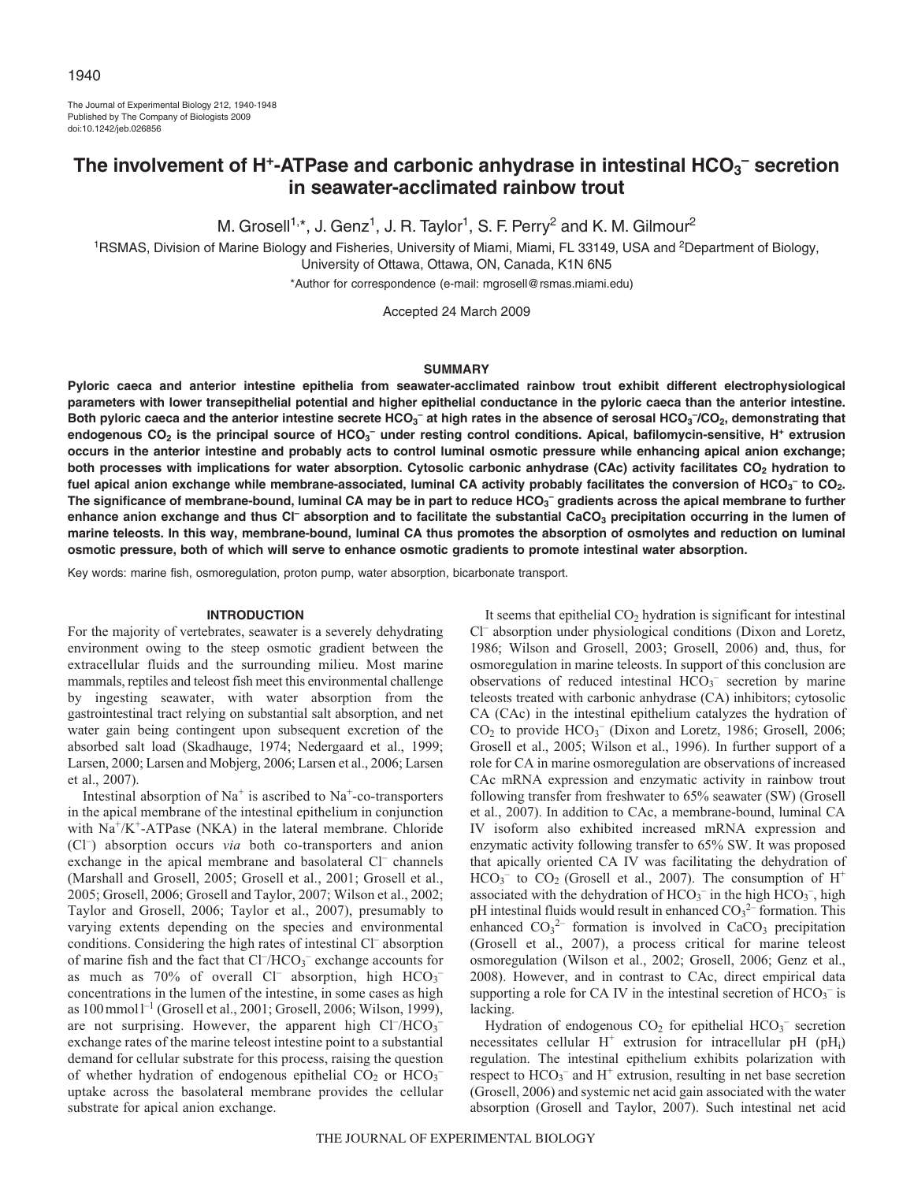# The involvement of $H^+$-ATPase and carbonic anhydrase in intestinal $HCO_3^-$ secretion in seawater-acclimated rainbow trout

M. Grosell[1,*], J. Genz[1], J. R. Taylor[1], S. F. Perry[2] and K. M. Gilmour[2]

[1]RSMAS, Division of Marine Biology and Fisheries, University of Miami, Miami, FL 33149, USA and [2]Department of Biology, University of Ottawa, Ottawa, ON, Canada, K1N 6N5

*Author for correspondence (e-mail: mgrosell@rsmas.miami.edu)

Accepted 24 March 2009

## SUMMARY

**Pyloric caeca and anterior intestine epithelia from seawater-acclimated rainbow trout exhibit different electrophysiological parameters with lower transepithelial potential and higher epithelial conductance in the pyloric caeca than the anterior intestine. Both pyloric caeca and the anterior intestine secrete $HCO_3^-$ at high rates in the absence of serosal $HCO_3^-/CO_2$, demonstrating that endogenous $CO_2$ is the principal source of $HCO_3^-$ under resting control conditions. Apical, bafilomycin-sensitive, $H^+$ extrusion occurs in the anterior intestine and probably acts to control luminal osmotic pressure while enhancing apical anion exchange; both processes with implications for water absorption. Cytosolic carbonic anhydrase (CAc) activity facilitates $CO_2$ hydration to fuel apical anion exchange while membrane-associated, luminal CA activity probably facilitates the conversion of $HCO_3^-$ to $CO_2$. The significance of membrane-bound, luminal CA may be in part to reduce $HCO_3^-$ gradients across the apical membrane to further enhance anion exchange and thus $Cl^-$ absorption and to facilitate the substantial $CaCO_3$ precipitation occurring in the lumen of marine teleosts. In this way, membrane-bound, luminal CA thus promotes the absorption of osmolytes and reduction on luminal osmotic pressure, both of which will serve to enhance osmotic gradients to promote intestinal water absorption.**

Key words: marine fish, osmoregulation, proton pump, water absorption, bicarbonate transport.

## INTRODUCTION

For the majority of vertebrates, seawater is a severely dehydrating environment owing to the steep osmotic gradient between the extracellular fluids and the surrounding milieu. Most marine mammals, reptiles and teleost fish meet this environmental challenge by ingesting seawater, with water absorption from the gastrointestinal tract relying on substantial salt absorption, and net water gain being contingent upon subsequent excretion of the absorbed salt load (Skadhauge, 1974; Nedergaard et al., 1999; Larsen, 2000; Larsen and Mobjerg, 2006; Larsen et al., 2006; Larsen et al., 2007).

Intestinal absorption of $Na^+$ is ascribed to $Na^+$-co-transporters in the apical membrane of the intestinal epithelium in conjunction with $Na^+/K^+$-ATPase (NKA) in the lateral membrane. Chloride ($Cl^-$) absorption occurs *via* both co-transporters and anion exchange in the apical membrane and basolateral $Cl^-$ channels (Marshall and Grosell, 2005; Grosell et al., 2001; Grosell et al., 2005; Grosell, 2006; Grosell and Taylor, 2007; Wilson et al., 2002; Taylor and Grosell, 2006; Taylor et al., 2007), presumably to varying extents depending on the species and environmental conditions. Considering the high rates of intestinal $Cl^-$ absorption of marine fish and the fact that $Cl^-/HCO_3^-$ exchange accounts for as much as 70% of overall $Cl^-$ absorption, high $HCO_3^-$ concentrations in the lumen of the intestine, in some cases as high as $100\,\mathrm{mmol\,l^{-1}}$ (Grosell et al., 2001; Grosell, 2006; Wilson, 1999), are not surprising. However, the apparent high $Cl^-/HCO_3^-$ exchange rates of the marine teleost intestine point to a substantial demand for cellular substrate for this process, raising the question of whether hydration of endogenous epithelial $CO_2$ or $HCO_3^-$ uptake across the basolateral membrane provides the cellular substrate for apical anion exchange.

It seems that epithelial $CO_2$ hydration is significant for intestinal $Cl^-$ absorption under physiological conditions (Dixon and Loretz, 1986; Wilson and Grosell, 2003; Grosell, 2006) and, thus, for osmoregulation in marine teleosts. In support of this conclusion are observations of reduced intestinal $HCO_3^-$ secretion by marine teleosts treated with carbonic anhydrase (CA) inhibitors; cytosolic CA (CAc) in the intestinal epithelium catalyzes the hydration of $CO_2$ to provide $HCO_3^-$ (Dixon and Loretz, 1986; Grosell, 2006; Grosell et al., 2005; Wilson et al., 1996). In further support of a role for CA in marine osmoregulation are observations of increased CAc mRNA expression and enzymatic activity in rainbow trout following transfer from freshwater to 65% seawater (SW) (Grosell et al., 2007). In addition to CAc, a membrane-bound, luminal CA IV isoform also exhibited increased mRNA expression and enzymatic activity following transfer to 65% SW. It was proposed that apically oriented CA IV was facilitating the dehydration of $HCO_3^-$ to $CO_2$ (Grosell et al., 2007). The consumption of $H^+$ associated with the dehydration of $HCO_3^-$ in the high $HCO_3^-$, high pH intestinal fluids would result in enhanced $CO_3^{2-}$ formation. This enhanced $CO_3^{2-}$ formation is involved in $CaCO_3$ precipitation (Grosell et al., 2007), a process critical for marine teleost osmoregulation (Wilson et al., 2002; Grosell, 2006; Genz et al., 2008). However, and in contrast to CAc, direct empirical data supporting a role for CA IV in the intestinal secretion of $HCO_3^-$ is lacking.

Hydration of endogenous $CO_2$ for epithelial $HCO_3^-$ secretion necessitates cellular $H^+$ extrusion for intracellular pH ($pH_i$) regulation. The intestinal epithelium exhibits polarization with respect to $HCO_3^-$ and $H^+$ extrusion, resulting in net base secretion (Grosell, 2006) and systemic net acid gain associated with the water absorption (Grosell and Taylor, 2007). Such intestinal net acid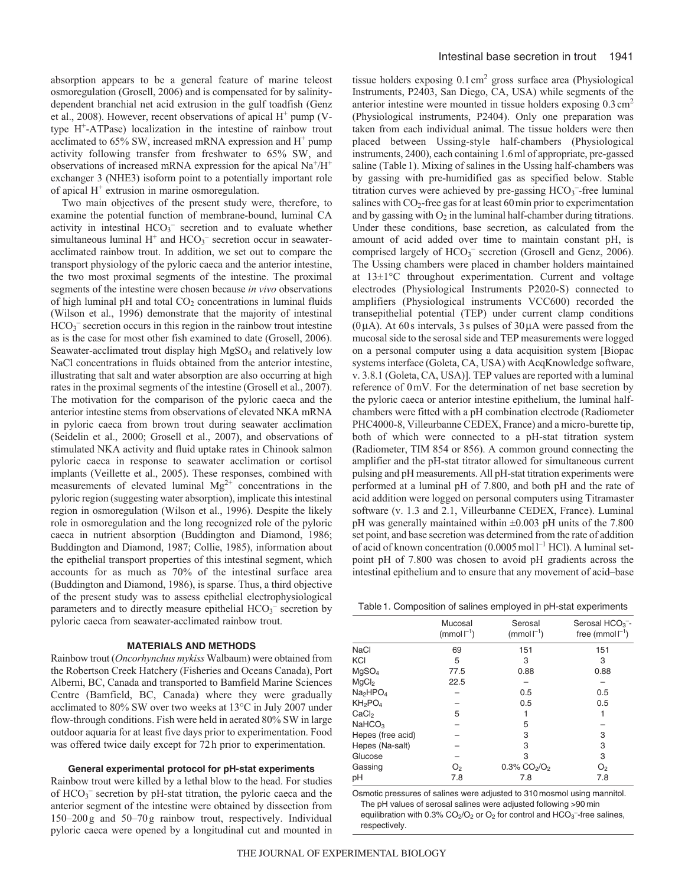absorption appears to be a general feature of marine teleost osmoregulation (Grosell, 2006) and is compensated for by salinity-dependent branchial net acid extrusion in the gulf toadfish (Genz et al., 2008). However, recent observations of apical $H^+$ pump (V-type $H^+$-ATPase) localization in the intestine of rainbow trout acclimated to 65% SW, increased mRNA expression and $H^+$ pump activity following transfer from freshwater to 65% SW, and observations of increased mRNA expression for the apical $Na^+/H^+$ exchanger 3 (NHE3) isoform point to a potentially important role of apical $H^+$ extrusion in marine osmoregulation.

Two main objectives of the present study were, therefore, to examine the potential function of membrane-bound, luminal CA activity in intestinal $HCO_3^-$ secretion and to evaluate whether simultaneous luminal $H^+$ and $HCO_3^-$ secretion occur in seawater-acclimated rainbow trout. In addition, we set out to compare the transport physiology of the pyloric caeca and the anterior intestine, the two most proximal segments of the intestine. The proximal segments of the intestine were chosen because *in vivo* observations of high luminal pH and total $CO_2$ concentrations in luminal fluids (Wilson et al., 1996) demonstrate that the majority of intestinal $HCO_3^-$ secretion occurs in this region in the rainbow trout intestine as is the case for most other fish examined to date (Grosell, 2006). Seawater-acclimated trout display high $MgSO_4$ and relatively low NaCl concentrations in fluids obtained from the anterior intestine, illustrating that salt and water absorption are also occurring at high rates in the proximal segments of the intestine (Grosell et al., 2007). The motivation for the comparison of the pyloric caeca and the anterior intestine stems from observations of elevated NKA mRNA in pyloric caeca from brown trout during seawater acclimation (Seidelin et al., 2000; Grosell et al., 2007), and observations of stimulated NKA activity and fluid uptake rates in Chinook salmon pyloric caeca in response to seawater acclimation or cortisol implants (Veillette et al., 2005). These responses, combined with measurements of elevated luminal $Mg^{2+}$ concentrations in the pyloric region (suggesting water absorption), implicate this intestinal region in osmoregulation (Wilson et al., 1996). Despite the likely role in osmoregulation and the long recognized role of the pyloric caeca in nutrient absorption (Buddington and Diamond, 1986; Buddington and Diamond, 1987; Collie, 1985), information about the epithelial transport properties of this intestinal segment, which accounts for as much as 70% of the intestinal surface area (Buddington and Diamond, 1986), is sparse. Thus, a third objective of the present study was to assess epithelial electrophysiological parameters and to directly measure epithelial $HCO_3^-$ secretion by pyloric caeca from seawater-acclimated rainbow trout.

## MATERIALS AND METHODS

Rainbow trout (*Oncorhynchus mykiss* Walbaum) were obtained from the Robertson Creek Hatchery (Fisheries and Oceans Canada), Port Alberni, BC, Canada and transported to Bamfield Marine Sciences Centre (Bamfield, BC, Canada) where they were gradually acclimated to 80% SW over two weeks at 13°C in July 2007 under flow-through conditions. Fish were held in aerated 80% SW in large outdoor aquaria for at least five days prior to experimentation. Food was offered twice daily except for 72 h prior to experimentation.

### General experimental protocol for pH-stat experiments

Rainbow trout were killed by a lethal blow to the head. For studies of $HCO_3^-$ secretion by pH-stat titration, the pyloric caeca and the anterior segment of the intestine were obtained by dissection from 150–200 g and 50–70 g rainbow trout, respectively. Individual pyloric caeca were opened by a longitudinal cut and mounted in tissue holders exposing 0.1 $cm^2$ gross surface area (Physiological Instruments, P2403, San Diego, CA, USA) while segments of the anterior intestine were mounted in tissue holders exposing 0.3 $cm^2$ (Physiological instruments, P2404). Only one preparation was taken from each individual animal. The tissue holders were then placed between Ussing-style half-chambers (Physiological instruments, 2400), each containing 1.6 ml of appropriate, pre-gassed saline (Table 1). Mixing of salines in the Ussing half-chambers was by gassing with pre-humidified gas as specified below. Stable titration curves were achieved by pre-gassing $HCO_3^-$-free luminal salines with $CO_2$-free gas for at least 60 min prior to experimentation and by gassing with $O_2$ in the luminal half-chamber during titrations. Under these conditions, base secretion, as calculated from the amount of acid added over time to maintain constant pH, is comprised largely of $HCO_3^-$ secretion (Grosell and Genz, 2006). The Ussing chambers were placed in chamber holders maintained at 13±1°C throughout experimentation. Current and voltage electrodes (Physiological Instruments P2020-S) connected to amplifiers (Physiological instruments VCC600) recorded the transepithelial potential (TEP) under current clamp conditions (0 μA). At 60 s intervals, 3 s pulses of 30 μA were passed from the mucosal side to the serosal side and TEP measurements were logged on a personal computer using a data acquisition system [Biopac systems interface (Goleta, CA, USA) with AcqKnowledge software, v. 3.8.1 (Goleta, CA, USA)]. TEP values are reported with a luminal reference of 0 mV. For the determination of net base secretion by the pyloric caeca or anterior intestine epithelium, the luminal half-chambers were fitted with a pH combination electrode (Radiometer PHC4000-8, Villeurbanne CEDEX, France) and a micro-burette tip, both of which were connected to a pH-stat titration system (Radiometer, TIM 854 or 856). A common ground connecting the amplifier and the pH-stat titrator allowed for simultaneous current pulsing and pH measurements. All pH-stat titration experiments were performed at a luminal pH of 7.800, and both pH and the rate of acid addition were logged on personal computers using Titramaster software (v. 1.3 and 2.1, Villeurbanne CEDEX, France). Luminal pH was generally maintained within ±0.003 pH units of the 7.800 set point, and base secretion was determined from the rate of addition of acid of known concentration (0.0005 mol $l^{-1}$ HCl). A luminal set-point pH of 7.800 was chosen to avoid pH gradients across the intestinal epithelium and to ensure that any movement of acid–base

Table 1. Composition of salines employed in pH-stat experiments

| | Mucosal (mmol $l^{-1}$) | Serosal (mmol $l^{-1}$) | Serosal $HCO_3^-$-free (mmol $l^{-1}$) |
|---|---|---|---|
| NaCl | 69 | 151 | 151 |
| KCl | 5 | 3 | 3 |
| $MgSO_4$ | 77.5 | 0.88 | 0.88 |
| $MgCl_2$ | 22.5 | – | – |
| $Na_2HPO_4$ | – | 0.5 | 0.5 |
| $KH_2PO_4$ | – | 0.5 | 0.5 |
| $CaCl_2$ | 5 | 1 | 1 |
| $NaHCO_3$ | – | 5 | – |
| Hepes (free acid) | – | 3 | 3 |
| Hepes (Na-salt) | – | 3 | 3 |
| Glucose | – | 3 | 3 |
| Gassing | $O_2$ | 0.3% $CO_2/O_2$ | $O_2$ |
| pH | 7.8 | 7.8 | 7.8 |

Osmotic pressures of salines were adjusted to 310 mosmol using mannitol. The pH values of serosal salines were adjusted following >90 min equilibration with 0.3% $CO_2/O_2$ or $O_2$ for control and $HCO_3^-$-free salines, respectively.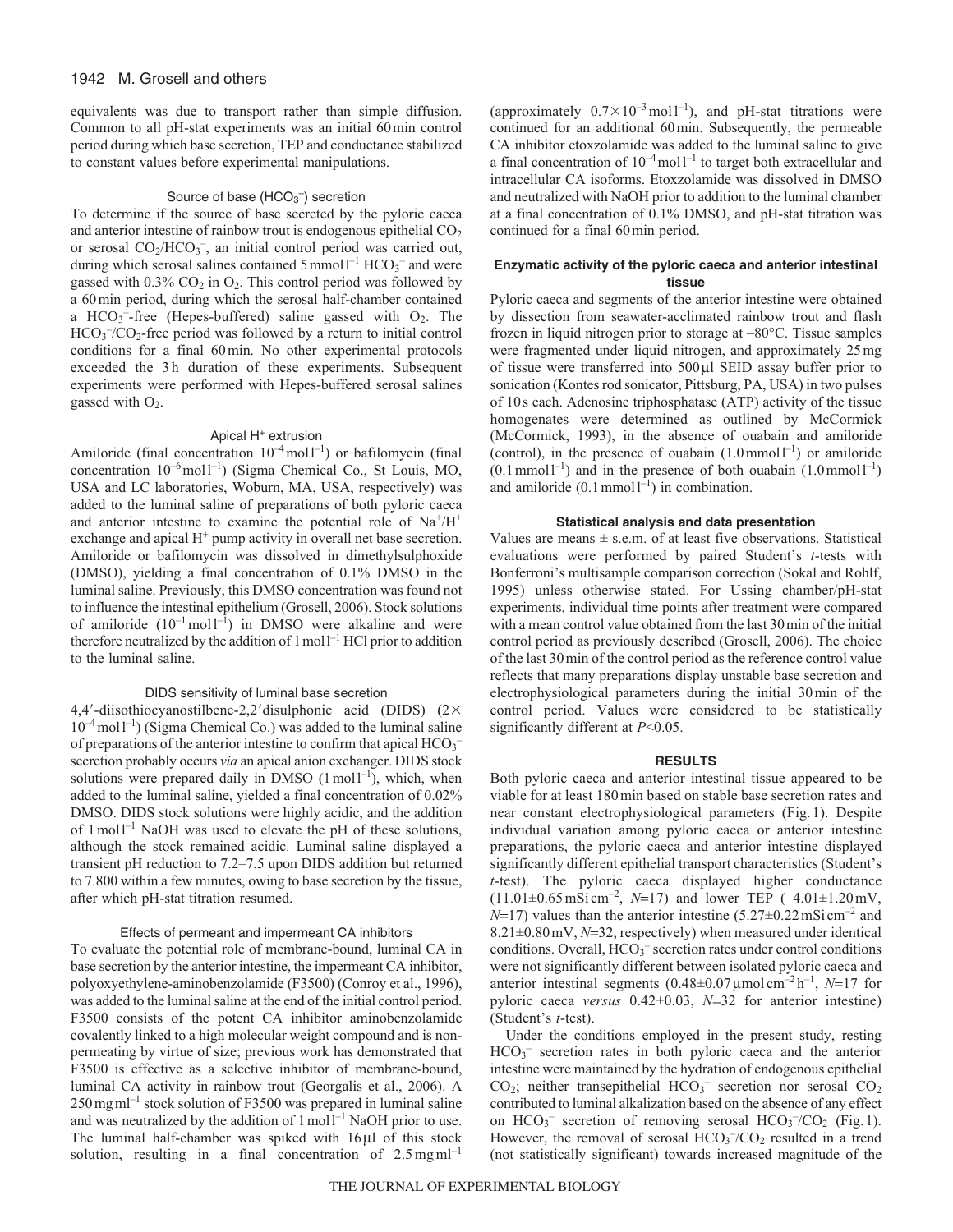equivalents was due to transport rather than simple diffusion. Common to all pH-stat experiments was an initial 60 min control period during which base secretion, TEP and conductance stabilized to constant values before experimental manipulations.

### Source of base ($HCO_3^-$) secretion

To determine if the source of base secreted by the pyloric caeca and anterior intestine of rainbow trout is endogenous epithelial $CO_2$ or serosal $CO_2/HCO_3^-$, an initial control period was carried out, during which serosal salines contained 5 mmol l$^{-1}$ $HCO_3^-$ and were gassed with 0.3% $CO_2$ in $O_2$. This control period was followed by a 60 min period, during which the serosal half-chamber contained a $HCO_3^-$-free (Hepes-buffered) saline gassed with $O_2$. The $HCO_3^-/CO_2$-free period was followed by a return to initial control conditions for a final 60 min. No other experimental protocols exceeded the 3 h duration of these experiments. Subsequent experiments were performed with Hepes-buffered serosal salines gassed with $O_2$.

### Apical $H^+$ extrusion

Amiloride (final concentration $10^{-4}$ mol l$^{-1}$) or bafilomycin (final concentration $10^{-6}$ mol l$^{-1}$) (Sigma Chemical Co., St Louis, MO, USA and LC laboratories, Woburn, MA, USA, respectively) was added to the luminal saline of preparations of both pyloric caeca and anterior intestine to examine the potential role of $Na^+/H^+$ exchange and apical $H^+$ pump activity in overall net base secretion. Amiloride or bafilomycin was dissolved in dimethylsulphoxide (DMSO), yielding a final concentration of 0.1% DMSO in the luminal saline. Previously, this DMSO concentration was found not to influence the intestinal epithelium (Grosell, 2006). Stock solutions of amiloride ($10^{-1}$ mol l$^{-1}$) in DMSO were alkaline and were therefore neutralized by the addition of 1 mol l$^{-1}$ HCl prior to addition to the luminal saline.

### DIDS sensitivity of luminal base secretion

4,4′-diisothiocyanostilbene-2,2′disulphonic acid (DIDS) ($2\times10^{-4}$ mol l$^{-1}$) (Sigma Chemical Co.) was added to the luminal saline of preparations of the anterior intestine to confirm that apical $HCO_3^-$ secretion probably occurs *via* an apical anion exchanger. DIDS stock solutions were prepared daily in DMSO (1 mol l$^{-1}$), which, when added to the luminal saline, yielded a final concentration of 0.02% DMSO. DIDS stock solutions were highly acidic, and the addition of 1 mol l$^{-1}$ NaOH was used to elevate the pH of these solutions, although the stock remained acidic. Luminal saline displayed a transient pH reduction to 7.2–7.5 upon DIDS addition but returned to 7.800 within a few minutes, owing to base secretion by the tissue, after which pH-stat titration resumed.

### Effects of permeant and impermeant CA inhibitors

To evaluate the potential role of membrane-bound, luminal CA in base secretion by the anterior intestine, the impermeant CA inhibitor, polyoxyethylene-aminobenzolamide (F3500) (Conroy et al., 1996), was added to the luminal saline at the end of the initial control period. F3500 consists of the potent CA inhibitor aminobenzolamide covalently linked to a high molecular weight compound and is non-permeating by virtue of size; previous work has demonstrated that F3500 is effective as a selective inhibitor of membrane-bound, luminal CA activity in rainbow trout (Georgalis et al., 2006). A 250 mg ml$^{-1}$ stock solution of F3500 was prepared in luminal saline and was neutralized by the addition of 1 mol l$^{-1}$ NaOH prior to use. The luminal half-chamber was spiked with 16 μl of this stock solution, resulting in a final concentration of 2.5 mg ml$^{-1}$ (approximately $0.7\times10^{-3}$ mol l$^{-1}$), and pH-stat titrations were continued for an additional 60 min. Subsequently, the permeable CA inhibitor etoxzolamide was added to the luminal saline to give a final concentration of $10^{-4}$ mol l$^{-1}$ to target both extracellular and intracellular CA isoforms. Etoxzolamide was dissolved in DMSO and neutralized with NaOH prior to addition to the luminal chamber at a final concentration of 0.1% DMSO, and pH-stat titration was continued for a final 60 min period.

### Enzymatic activity of the pyloric caeca and anterior intestinal tissue

Pyloric caeca and segments of the anterior intestine were obtained by dissection from seawater-acclimated rainbow trout and flash frozen in liquid nitrogen prior to storage at –80°C. Tissue samples were fragmented under liquid nitrogen, and approximately 25 mg of tissue were transferred into 500 μl SEID assay buffer prior to sonication (Kontes rod sonicator, Pittsburg, PA, USA) in two pulses of 10 s each. Adenosine triphosphatase (ATP) activity of the tissue homogenates were determined as outlined by McCormick (McCormick, 1993), in the absence of ouabain and amiloride (control), in the presence of ouabain (1.0 mmol l$^{-1}$) or amiloride (0.1 mmol l$^{-1}$) and in the presence of both ouabain (1.0 mmol l$^{-1}$) and amiloride (0.1 mmol l$^{-1}$) in combination.

### Statistical analysis and data presentation

Values are means ± s.e.m. of at least five observations. Statistical evaluations were performed by paired Student's *t*-tests with Bonferroni's multisample comparison correction (Sokal and Rohlf, 1995) unless otherwise stated. For Ussing chamber/pH-stat experiments, individual time points after treatment were compared with a mean control value obtained from the last 30 min of the initial control period as previously described (Grosell, 2006). The choice of the last 30 min of the control period as the reference control value reflects that many preparations display unstable base secretion and electrophysiological parameters during the initial 30 min of the control period. Values were considered to be statistically significantly different at $P<0.05$.

## RESULTS

Both pyloric caeca and anterior intestinal tissue appeared to be viable for at least 180 min based on stable base secretion rates and near constant electrophysiological parameters (Fig. 1). Despite individual variation among pyloric caeca or anterior intestine preparations, the pyloric caeca and anterior intestine displayed significantly different epithelial transport characteristics (Student's *t*-test). The pyloric caeca displayed higher conductance (11.01±0.65 mSi cm$^{-2}$, $N$=17) and lower TEP (–4.01±1.20 mV, $N$=17) values than the anterior intestine (5.27±0.22 mSi cm$^{-2}$ and 8.21±0.80 mV, $N$=32, respectively) when measured under identical conditions. Overall, $HCO_3^-$ secretion rates under control conditions were not significantly different between isolated pyloric caeca and anterior intestinal segments (0.48±0.07 μmol cm$^{-2}$ h$^{-1}$, $N$=17 for pyloric caeca *versus* 0.42±0.03, $N$=32 for anterior intestine) (Student's *t*-test).

Under the conditions employed in the present study, resting $HCO_3^-$ secretion rates in both pyloric caeca and the anterior intestine were maintained by the hydration of endogenous epithelial $CO_2$; neither transepithelial $HCO_3^-$ secretion nor serosal $CO_2$ contributed to luminal alkalization based on the absence of any effect on $HCO_3^-$ secretion of removing serosal $HCO_3^-/CO_2$ (Fig. 1). However, the removal of serosal $HCO_3^-/CO_2$ resulted in a trend (not statistically significant) towards increased magnitude of the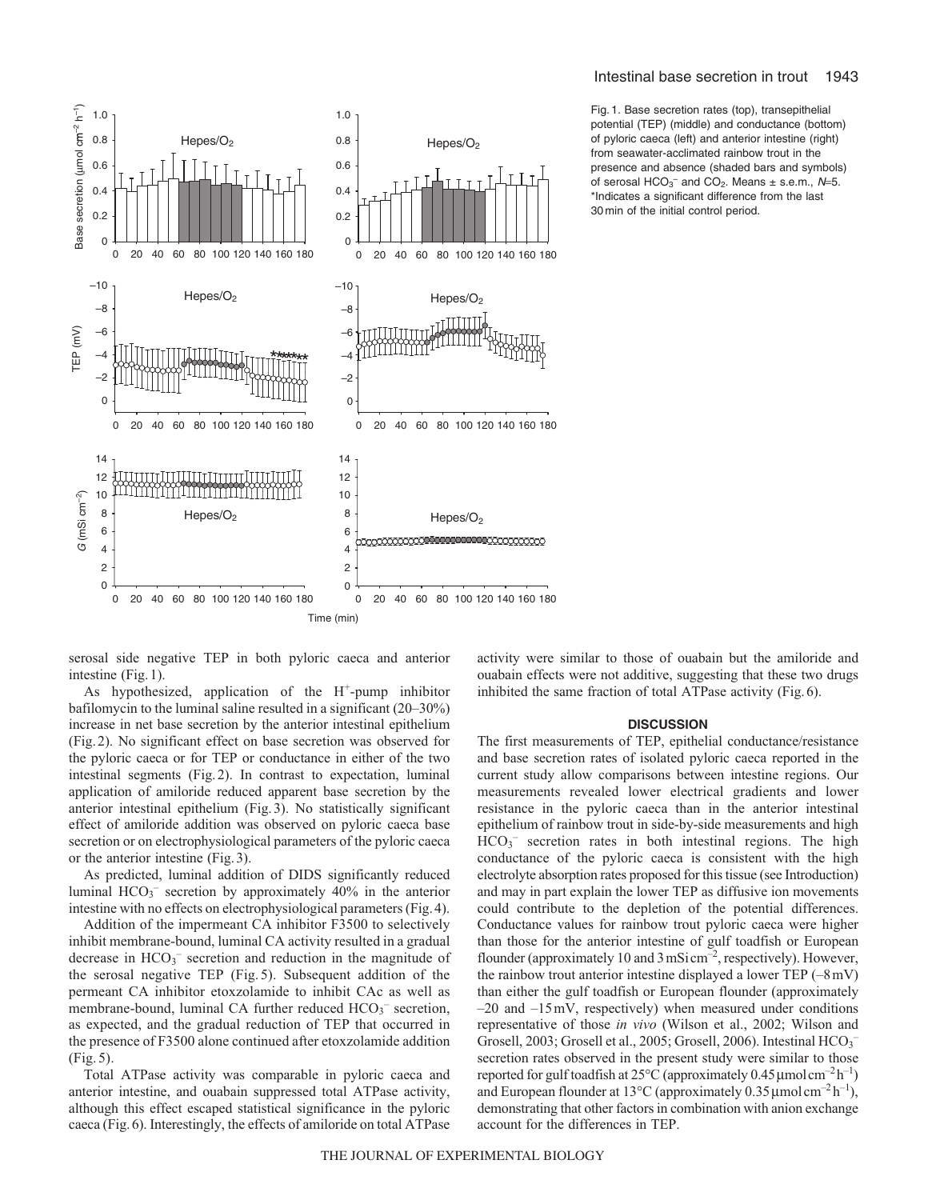Fig. 1. Base secretion rates (top), transepithelial potential (TEP) (middle) and conductance (bottom) of pyloric caeca (left) and anterior intestine (right) from seawater-acclimated rainbow trout in the presence and absence (shaded bars and symbols) of serosal $HCO_3^-$ and $CO_2$. Means ± s.e.m., $N$=5. *Indicates a significant difference from the last 30 min of the initial control period.

serosal side negative TEP in both pyloric caeca and anterior intestine (Fig. 1).

As hypothesized, application of the $H^+$-pump inhibitor bafilomycin to the luminal saline resulted in a significant (20–30%) increase in net base secretion by the anterior intestinal epithelium (Fig. 2). No significant effect on base secretion was observed for the pyloric caeca or for TEP or conductance in either of the two intestinal segments (Fig. 2). In contrast to expectation, luminal application of amiloride reduced apparent base secretion by the anterior intestinal epithelium (Fig. 3). No statistically significant effect of amiloride addition was observed on pyloric caeca base secretion or on electrophysiological parameters of the pyloric caeca or the anterior intestine (Fig. 3).

As predicted, luminal addition of DIDS significantly reduced luminal $HCO_3^-$ secretion by approximately 40% in the anterior intestine with no effects on electrophysiological parameters (Fig. 4).

Addition of the impermeant CA inhibitor F3500 to selectively inhibit membrane-bound, luminal CA activity resulted in a gradual decrease in $HCO_3^-$ secretion and reduction in the magnitude of the serosal negative TEP (Fig. 5). Subsequent addition of the permeant CA inhibitor etoxzolamide to inhibit CAc as well as membrane-bound, luminal CA further reduced $HCO_3^-$ secretion, as expected, and the gradual reduction of TEP that occurred in the presence of F3500 alone continued after etoxzolamide addition (Fig. 5).

Total ATPase activity was comparable in pyloric caeca and anterior intestine, and ouabain suppressed total ATPase activity, although this effect escaped statistical significance in the pyloric caeca (Fig. 6). Interestingly, the effects of amiloride on total ATPase activity were similar to those of ouabain but the amiloride and ouabain effects were not additive, suggesting that these two drugs inhibited the same fraction of total ATPase activity (Fig. 6).

## DISCUSSION

The first measurements of TEP, epithelial conductance/resistance and base secretion rates of isolated pyloric caeca reported in the current study allow comparisons between intestine regions. Our measurements revealed lower electrical gradients and lower resistance in the pyloric caeca than in the anterior intestinal epithelium of rainbow trout in side-by-side measurements and high $HCO_3^-$ secretion rates in both intestinal regions. The high conductance of the pyloric caeca is consistent with the high electrolyte absorption rates proposed for this tissue (see Introduction) and may in part explain the lower TEP as diffusive ion movements could contribute to the depletion of the potential differences. Conductance values for rainbow trout pyloric caeca were higher than those for the anterior intestine of gulf toadfish or European flounder (approximately 10 and 3 mSi cm$^{-2}$, respectively). However, the rainbow trout anterior intestine displayed a lower TEP (–8 mV) than either the gulf toadfish or European flounder (approximately –20 and –15 mV, respectively) when measured under conditions representative of those *in vivo* (Wilson et al., 2002; Wilson and Grosell, 2003; Grosell et al., 2005; Grosell, 2006). Intestinal $HCO_3^-$ secretion rates observed in the present study were similar to those reported for gulf toadfish at 25°C (approximately 0.45 μmol cm$^{-2}$ h$^{-1}$) and European flounder at 13°C (approximately 0.35 μmol cm$^{-2}$ h$^{-1}$), demonstrating that other factors in combination with anion exchange account for the differences in TEP.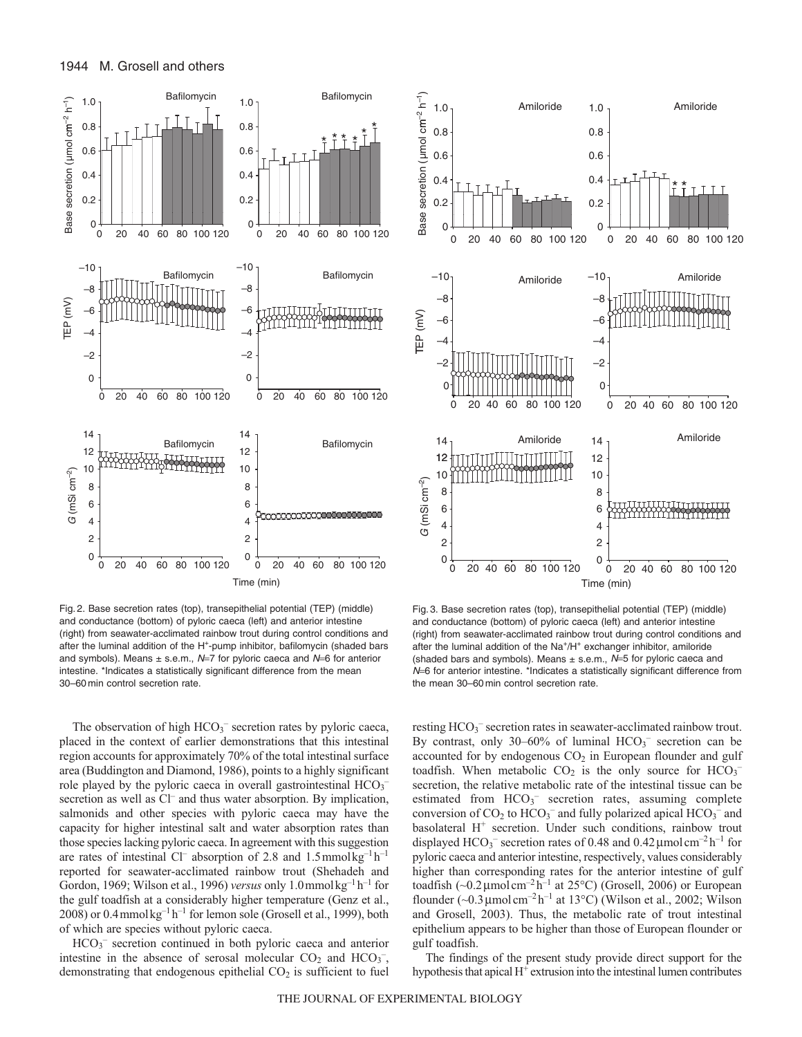Fig. 2. Base secretion rates (top), transepithelial potential (TEP) (middle) and conductance (bottom) of pyloric caeca (left) and anterior intestine (right) from seawater-acclimated rainbow trout during control conditions and after the luminal addition of the $H^+$-pump inhibitor, bafilomycin (shaded bars and symbols). Means ± s.e.m., $N$=7 for pyloric caeca and $N$=6 for anterior intestine. *Indicates a statistically significant difference from the mean 30–60 min control secretion rate.

Fig. 3. Base secretion rates (top), transepithelial potential (TEP) (middle) and conductance (bottom) of pyloric caeca (left) and anterior intestine (right) from seawater-acclimated rainbow trout during control conditions and after the luminal addition of the $Na^+/H^+$ exchanger inhibitor, amiloride (shaded bars and symbols). Means ± s.e.m., $N$=5 for pyloric caeca and $N$=6 for anterior intestine. *Indicates a statistically significant difference from the mean 30–60 min control secretion rate.

The observation of high $HCO_3^-$ secretion rates by pyloric caeca, placed in the context of earlier demonstrations that this intestinal region accounts for approximately 70% of the total intestinal surface area (Buddington and Diamond, 1986), points to a highly significant role played by the pyloric caeca in overall gastrointestinal $HCO_3^-$ secretion as well as $Cl^-$ and thus water absorption. By implication, salmonids and other species with pyloric caeca may have the capacity for higher intestinal salt and water absorption rates than those species lacking pyloric caeca. In agreement with this suggestion are rates of intestinal $Cl^-$ absorption of 2.8 and 1.5 $mmol\,kg^{-1}\,h^{-1}$ reported for seawater-acclimated rainbow trout (Shehadeh and Gordon, 1969; Wilson et al., 1996) *versus* only 1.0 $mmol\,kg^{-1}\,h^{-1}$ for the gulf toadfish at a considerably higher temperature (Genz et al., 2008) or 0.4 $mmol\,kg^{-1}\,h^{-1}$ for lemon sole (Grosell et al., 1999), both of which are species without pyloric caeca.

$HCO_3^-$ secretion continued in both pyloric caeca and anterior intestine in the absence of serosal molecular $CO_2$ and $HCO_3^-$, demonstrating that endogenous epithelial $CO_2$ is sufficient to fuel resting $HCO_3^-$ secretion rates in seawater-acclimated rainbow trout. By contrast, only 30–60% of luminal $HCO_3^-$ secretion can be accounted for by endogenous $CO_2$ in European flounder and gulf toadfish. When metabolic $CO_2$ is the only source for $HCO_3^-$ secretion, the relative metabolic rate of the intestinal tissue can be estimated from $HCO_3^-$ secretion rates, assuming complete conversion of $CO_2$ to $HCO_3^-$ and fully polarized apical $HCO_3^-$ and basolateral $H^+$ secretion. Under such conditions, rainbow trout displayed $HCO_3^-$ secretion rates of 0.48 and 0.42 $\mu mol\,cm^{-2}\,h^{-1}$ for pyloric caeca and anterior intestine, respectively, values considerably higher than corresponding rates for the anterior intestine of gulf toadfish (~0.2 $\mu mol\,cm^{-2}\,h^{-1}$ at 25°C) (Grosell, 2006) or European flounder (~0.3 $\mu mol\,cm^{-2}\,h^{-1}$ at 13°C) (Wilson et al., 2002; Wilson and Grosell, 2003). Thus, the metabolic rate of trout intestinal epithelium appears to be higher than those of European flounder or gulf toadfish.

The findings of the present study provide direct support for the hypothesis that apical $H^+$ extrusion into the intestinal lumen contributes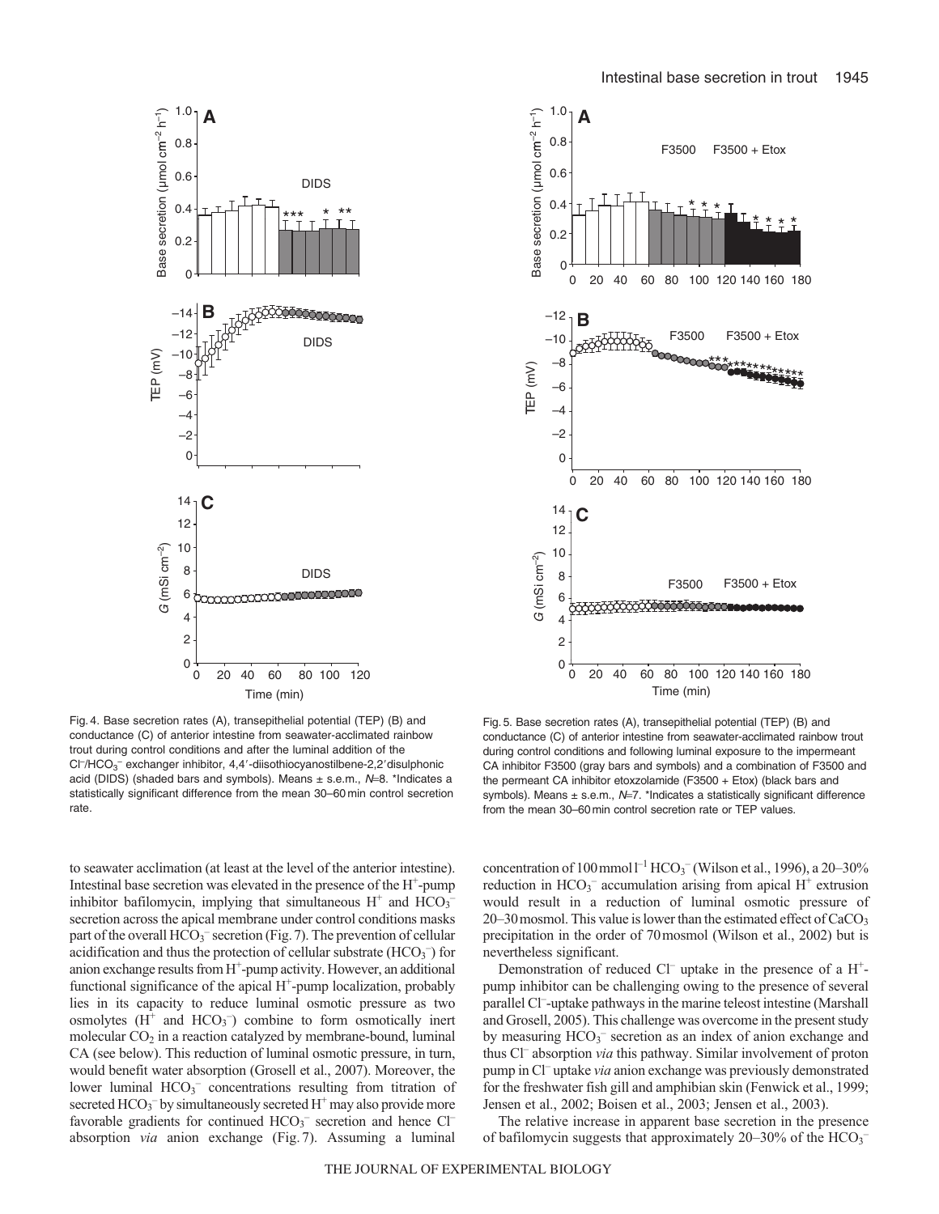Fig. 4. Base secretion rates (A), transepithelial potential (TEP) (B) and conductance (C) of anterior intestine from seawater-acclimated rainbow trout during control conditions and after the luminal addition of the $Cl^-/HCO_3^-$ exchanger inhibitor, 4,4′-diisothiocyanostilbene-2,2′disulphonic acid (DIDS) (shaded bars and symbols). Means ± s.e.m., $N$=8. *Indicates a statistically significant difference from the mean 30–60 min control secretion rate.

Fig. 5. Base secretion rates (A), transepithelial potential (TEP) (B) and conductance (C) of anterior intestine from seawater-acclimated rainbow trout during control conditions and following luminal exposure to the impermeant CA inhibitor F3500 (gray bars and symbols) and a combination of F3500 and the permeant CA inhibitor etoxzolamide (F3500 + Etox) (black bars and symbols). Means ± s.e.m., $N$=7. *Indicates a statistically significant difference from the mean 30–60 min control secretion rate or TEP values.

to seawater acclimation (at least at the level of the anterior intestine). Intestinal base secretion was elevated in the presence of the $H^+$-pump inhibitor bafilomycin, implying that simultaneous $H^+$ and $HCO_3^-$ secretion across the apical membrane under control conditions masks part of the overall $HCO_3^-$ secretion (Fig. 7). The prevention of cellular acidification and thus the protection of cellular substrate ($HCO_3^-$) for anion exchange results from $H^+$-pump activity. However, an additional functional significance of the apical $H^+$-pump localization, probably lies in its capacity to reduce luminal osmotic pressure as two osmolytes ($H^+$ and $HCO_3^-$) combine to form osmotically inert molecular $CO_2$ in a reaction catalyzed by membrane-bound, luminal CA (see below). This reduction of luminal osmotic pressure, in turn, would benefit water absorption (Grosell et al., 2007). Moreover, the lower luminal $HCO_3^-$ concentrations resulting from titration of secreted $HCO_3^-$ by simultaneously secreted $H^+$ may also provide more favorable gradients for continued $HCO_3^-$ secretion and hence $Cl^-$ absorption *via* anion exchange (Fig. 7). Assuming a luminal concentration of 100 mmol $l^{-1}$ $HCO_3^-$ (Wilson et al., 1996), a 20–30% reduction in $HCO_3^-$ accumulation arising from apical $H^+$ extrusion would result in a reduction of luminal osmotic pressure of 20–30 mosmol. This value is lower than the estimated effect of $CaCO_3$ precipitation in the order of 70 mosmol (Wilson et al., 2002) but is nevertheless significant.

Demonstration of reduced $Cl^-$ uptake in the presence of a $H^+$-pump inhibitor can be challenging owing to the presence of several parallel $Cl^-$-uptake pathways in the marine teleost intestine (Marshall and Grosell, 2005). This challenge was overcome in the present study by measuring $HCO_3^-$ secretion as an index of anion exchange and thus $Cl^-$ absorption *via* this pathway. Similar involvement of proton pump in $Cl^-$ uptake *via* anion exchange was previously demonstrated for the freshwater fish gill and amphibian skin (Fenwick et al., 1999; Jensen et al., 2002; Boisen et al., 2003; Jensen et al., 2003).

The relative increase in apparent base secretion in the presence of bafilomycin suggests that approximately 20–30% of the $HCO_3^-$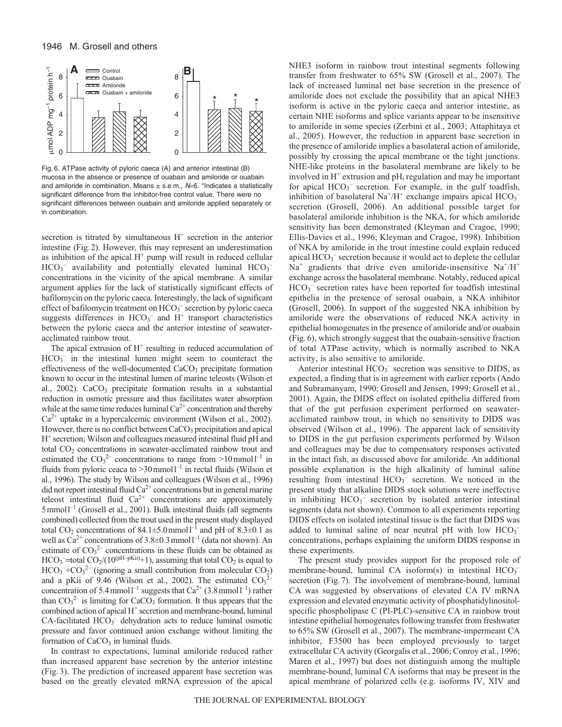Fig. 6. ATPase activity of pyloric caeca (A) and anterior intestinal (B) mucosa in the absence or presence of ouabain and amiloride or ouabain and amiloride in combination. Means ± s.e.m., *N*=6. *Indicates a statistically significant difference from the inhibitor-free control value. There were no significant differences between ouabain and amiloride applied separately or in combination.

secretion is titrated by simultaneous $H^+$ secretion in the anterior intestine (Fig. 2). However, this may represent an underestimation as inhibition of the apical $H^+$ pump will result in reduced cellular $HCO_3^-$ availability and potentially elevated luminal $HCO_3^-$ concentrations in the vicinity of the apical membrane. A similar argument applies for the lack of statistically significant effects of bafilomycin on the pyloric caeca. Interestingly, the lack of significant effect of bafilomycin treatment on $HCO_3^-$ secretion by pyloric caeca suggests differences in $HCO_3^-$ and $H^+$ transport characteristics between the pyloric caeca and the anterior intestine of seawater-acclimated rainbow trout.

The apical extrusion of $H^+$ resulting in reduced accumulation of $HCO_3^-$ in the intestinal lumen might seem to counteract the effectiveness of the well-documented $CaCO_3$ precipitate formation known to occur in the intestinal lumen of marine teleosts (Wilson et al., 2002). $CaCO_3$ precipitate formation results in a substantial reduction in osmotic pressure and thus facilitates water absorption while at the same time reduces luminal $Ca^{2+}$ concentration and thereby $Ca^{2+}$ uptake in a hypercalcemic environment (Wilson et al., 2002). However, there is no conflict between $CaCO_3$ precipitation and apical $H^+$ secretion; Wilson and colleagues measured intestinal fluid pH and total $CO_2$ concentrations in seawater-acclimated rainbow trout and estimated the $CO_3^{2-}$ concentrations to range from >10 mmol l$^{-1}$ in fluids from pyloric ceaca to >30 mmol l$^{-1}$ in rectal fluids (Wilson et al., 1996). The study by Wilson and colleagues (Wilson et al., 1996) did not report intestinal fluid $Ca^{2+}$ concentrations but in general marine teleost intestinal fluid $Ca^{2+}$ concentrations are approximately 5 mmol l$^{-1}$ (Grosell et al., 2001). Bulk intestinal fluids (all segments combined) collected from the trout used in the present study displayed total $CO_2$ concentrations of 84.1±5.0 mmol l$^{-1}$ and pH of 8.3±0.1 as well as $Ca^{2+}$ concentrations of 3.8±0.3 mmol l$^{-1}$ (data not shown). An estimate of $CO_3^{2-}$ concentrations in these fluids can be obtained as $HCO_3^-$=total $CO_2/(10^{(pH-pKii)}+1)$, assuming that total $CO_2$ is equal to $HCO_3^-$+$CO_3^{2-}$ (ignoring a small contribution from molecular $CO_2$) and a pKii of 9.46 (Wilson et al., 2002). The estimated $CO_3^{2-}$ concentration of 5.4 mmol l$^{-1}$ suggests that $Ca^{2+}$ (3.8 mmol l$^{-1}$) rather than $CO_3^{2-}$ is limiting for $CaCO_3$ formation. It thus appears that the combined action of apical $H^+$ secretion and membrane-bound, luminal CA-facilitated $HCO_3^-$ dehydration acts to reduce luminal osmotic pressure and favor continued anion exchange without limiting the formation of $CaCO_3$ in luminal fluids.

In contrast to expectations, luminal amiloride reduced rather than increased apparent base secretion by the anterior intestine (Fig. 3). The prediction of increased apparent base secretion was based on the greatly elevated mRNA expression of the apical NHE3 isoform in rainbow trout intestinal segments following transfer from freshwater to 65% SW (Grosell et al., 2007). The lack of increased luminal net base secretion in the presence of amiloride does not exclude the possibility that an apical NHE3 isoform is active in the pyloric caeca and anterior intestine, as certain NHE isoforms and splice variants appear to be insensitive to amiloride in some species (Zerbini et al., 2003; Attaphitaya et al., 2005). However, the reduction in apparent base secretion in the presence of amiloride implies a basolateral action of amiloride, possibly by crossing the apical membrane or the tight junctions. NHE-like proteins in the basolateral membrane are likely to be involved in $H^+$ extrusion and $pH_i$ regulation and may be important for apical $HCO_3^-$ secretion. For example, in the gulf toadfish, inhibition of basolateral $Na^+/H^+$ exchange impairs apical $HCO_3^-$ secretion (Grosell, 2006). An additional possible target for basolateral amiloride inhibition is the NKA, for which amiloride sensitivity has been demonstrated (Kleyman and Cragoe, 1990; Ellis-Davies et al., 1996; Kleyman and Cragoe, 1998). Inhibition of NKA by amiloride in the trout intestine could explain reduced apical $HCO_3^-$ secretion because it would act to deplete the cellular $Na^+$ gradients that drive even amiloride-insensitive $Na^+/H^+$ exchange across the basolateral membrane. Notably, reduced apical $HCO_3^-$ secretion rates have been reported for toadfish intestinal epithelia in the presence of serosal ouabain, a NKA inhibitor (Grosell, 2006). In support of the suggested NKA inhibition by amiloride were the observations of reduced NKA activity in epithelial homogenates in the presence of amiloride and/or ouabain (Fig. 6), which strongly suggest that the ouabain-sensitive fraction of total ATPase activity, which is normally ascribed to NKA activity, is also sensitive to amiloride.

Anterior intestinal $HCO_3^-$ secretion was sensitive to DIDS, as expected, a finding that is in agreement with earlier reports (Ando and Subramanyam, 1990; Grosell and Jensen, 1999; Grosell et al., 2001). Again, the DIDS effect on isolated epithelia differed from that of the gut perfusion experiment performed on seawater-acclimated rainbow trout, in which no sensitivity to DIDS was observed (Wilson et al., 1996). The apparent lack of sensitivity to DIDS in the gut perfusion experiments performed by Wilson and colleagues may be due to compensatory responses activated in the intact fish, as discussed above for amiloride. An additional possible explanation is the high alkalinity of luminal saline resulting from intestinal $HCO_3^-$ secretion. We noticed in the present study that alkaline DIDS stock solutions were ineffective in inhibiting $HCO_3^-$ secretion by isolated anterior intestinal segments (data not shown). Common to all experiments reporting DIDS effects on isolated intestinal tissue is the fact that DIDS was added to luminal saline of near neutral pH with low $HCO_3^-$ concentrations, perhaps explaining the uniform DIDS response in these experiments.

The present study provides support for the proposed role of membrane-bound, luminal CA isoform(s) in intestinal $HCO_3^-$ secretion (Fig. 7). The involvement of membrane-bound, luminal CA was suggested by observations of elevated CA IV mRNA expression and elevated enzymatic activity of phosphatidylinositol-specific phospholipase C (PI-PLC)-sensitive CA in rainbow trout intestine epithelial homogenates following transfer from freshwater to 65% SW (Grosell et al., 2007). The membrane-impermeant CA inhibitor, F3500 has been employed previously to target extracellular CA activity (Georgalis et al., 2006; Conroy et al., 1996; Maren et al., 1997) but does not distinguish among the multiple membrane-bound, luminal CA isoforms that may be present in the apical membrane of polarized cells (e.g. isoforms IV, XIV and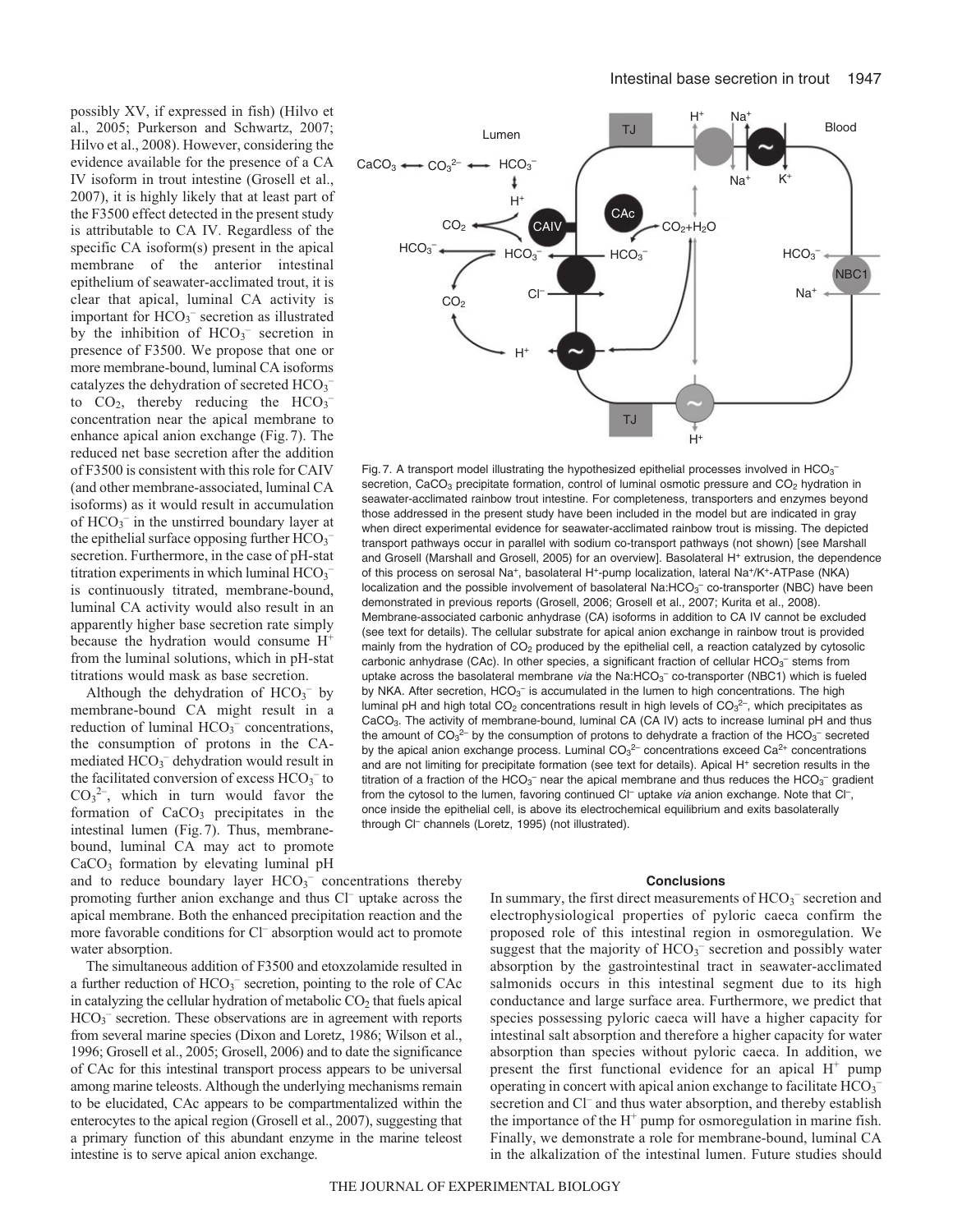possibly XV, if expressed in fish) (Hilvo et al., 2005; Purkerson and Schwartz, 2007; Hilvo et al., 2008). However, considering the evidence available for the presence of a CA IV isoform in trout intestine (Grosell et al., 2007), it is highly likely that at least part of the F3500 effect detected in the present study is attributable to CA IV. Regardless of the specific CA isoform(s) present in the apical membrane of the anterior intestinal epithelium of seawater-acclimated trout, it is clear that apical, luminal CA activity is important for $HCO_3^-$ secretion as illustrated by the inhibition of $HCO_3^-$ secretion in presence of F3500. We propose that one or more membrane-bound, luminal CA isoforms catalyzes the dehydration of secreted $HCO_3^-$ to $CO_2$, thereby reducing the $HCO_3^-$ concentration near the apical membrane to enhance apical anion exchange (Fig. 7). The reduced net base secretion after the addition of F3500 is consistent with this role for CAIV (and other membrane-associated, luminal CA isoforms) as it would result in accumulation of $HCO_3^-$ in the unstirred boundary layer at the epithelial surface opposing further $HCO_3^-$ secretion. Furthermore, in the case of pH-stat titration experiments in which luminal $HCO_3^-$ is continuously titrated, membrane-bound, luminal CA activity would also result in an apparently higher base secretion rate simply because the hydration would consume $H^+$ from the luminal solutions, which in pH-stat titrations would mask as base secretion.

Although the dehydration of $HCO_3^-$ by membrane-bound CA might result in a reduction of luminal $HCO_3^-$ concentrations, the consumption of protons in the CA-mediated $HCO_3^-$ dehydration would result in the facilitated conversion of excess $HCO_3^-$ to $CO_3^{2-}$, which in turn would favor the formation of $CaCO_3$ precipitates in the intestinal lumen (Fig. 7). Thus, membrane-bound, luminal CA may act to promote $CaCO_3$ formation by elevating luminal pH and to reduce boundary layer $HCO_3^-$ concentrations thereby promoting further anion exchange and thus $Cl^-$ uptake across the apical membrane. Both the enhanced precipitation reaction and the more favorable conditions for $Cl^-$ absorption would act to promote water absorption.

The simultaneous addition of F3500 and etoxzolamide resulted in a further reduction of $HCO_3^-$ secretion, pointing to the role of CAc in catalyzing the cellular hydration of metabolic $CO_2$ that fuels apical $HCO_3^-$ secretion. These observations are in agreement with reports from several marine species (Dixon and Loretz, 1986; Wilson et al., 1996; Grosell et al., 2005; Grosell, 2006) and to date the significance of CAc for this intestinal transport process appears to be universal among marine teleosts. Although the underlying mechanisms remain to be elucidated, CAc appears to be compartmentalized within the enterocytes to the apical region (Grosell et al., 2007), suggesting that a primary function of this abundant enzyme in the marine teleost intestine is to serve apical anion exchange.

Fig. 7. A transport model illustrating the hypothesized epithelial processes involved in $HCO_3^-$ secretion, $CaCO_3$ precipitate formation, control of luminal osmotic pressure and $CO_2$ hydration in seawater-acclimated rainbow trout intestine. For completeness, transporters and enzymes beyond those addressed in the present study have been included in the model but are indicated in gray when direct experimental evidence for seawater-acclimated rainbow trout is missing. The depicted transport pathways occur in parallel with sodium co-transport pathways (not shown) [see Marshall and Grosell (Marshall and Grosell, 2005) for an overview]. Basolateral $H^+$ extrusion, the dependence of this process on serosal $Na^+$, basolateral $H^+$-pump localization, lateral $Na^+/K^+$-ATPase (NKA) localization and the possible involvement of basolateral $Na:HCO_3^-$ co-transporter (NBC) have been demonstrated in previous reports (Grosell, 2006; Grosell et al., 2007; Kurita et al., 2008). Membrane-associated carbonic anhydrase (CA) isoforms in addition to CA IV cannot be excluded (see text for details). The cellular substrate for apical anion exchange in rainbow trout is provided mainly from the hydration of $CO_2$ produced by the epithelial cell, a reaction catalyzed by cytosolic carbonic anhydrase (CAc). In other species, a significant fraction of cellular $HCO_3^-$ stems from uptake across the basolateral membrane *via* the $Na:HCO_3^-$ co-transporter (NBC1) which is fueled by NKA. After secretion, $HCO_3^-$ is accumulated in the lumen to high concentrations. The high luminal pH and high total $CO_2$ concentrations result in high levels of $CO_3^{2-}$, which precipitates as $CaCO_3$. The activity of membrane-bound, luminal CA (CA IV) acts to increase luminal pH and thus the amount of $CO_3^{2-}$ by the consumption of protons to dehydrate a fraction of the $HCO_3^-$ secreted by the apical anion exchange process. Luminal $CO_3^{2-}$ concentrations exceed $Ca^{2+}$ concentrations and are not limiting for precipitate formation (see text for details). Apical $H^+$ secretion results in the titration of a fraction of the $HCO_3^-$ near the apical membrane and thus reduces the $HCO_3^-$ gradient from the cytosol to the lumen, favoring continued $Cl^-$ uptake *via* anion exchange. Note that $Cl^-$, once inside the epithelial cell, is above its electrochemical equilibrium and exits basolaterally through $Cl^-$ channels (Loretz, 1995) (not illustrated).

## Conclusions

In summary, the first direct measurements of $HCO_3^-$ secretion and electrophysiological properties of pyloric caeca confirm the proposed role of this intestinal region in osmoregulation. We suggest that the majority of $HCO_3^-$ secretion and possibly water absorption by the gastrointestinal tract in seawater-acclimated salmonids occurs in this intestinal segment due to its high conductance and large surface area. Furthermore, we predict that species possessing pyloric caeca will have a higher capacity for intestinal salt absorption and therefore a higher capacity for water absorption than species without pyloric caeca. In addition, we present the first functional evidence for an apical $H^+$ pump operating in concert with apical anion exchange to facilitate $HCO_3^-$ secretion and $Cl^-$ and thus water absorption, and thereby establish the importance of the $H^+$ pump for osmoregulation in marine fish. Finally, we demonstrate a role for membrane-bound, luminal CA in the alkalization of the intestinal lumen. Future studies should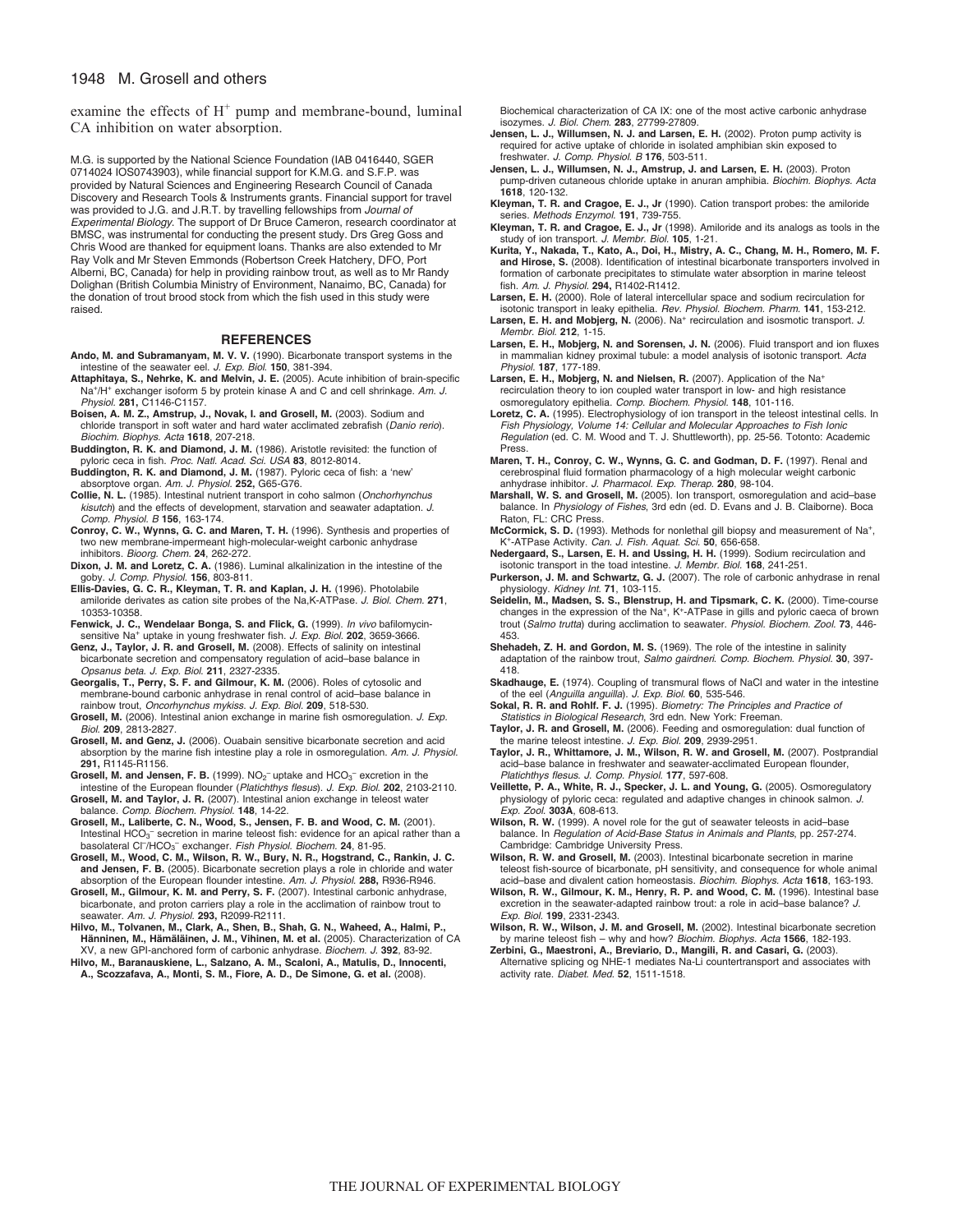examine the effects of $H^+$ pump and membrane-bound, luminal CA inhibition on water absorption.

M.G. is supported by the National Science Foundation (IAB 0416440, SGER 0714024 IOS0743903), while financial support for K.M.G. and S.F.P. was provided by Natural Sciences and Engineering Research Council of Canada Discovery and Research Tools & Instruments grants. Financial support for travel was provided to J.G. and J.R.T. by travelling fellowships from *Journal of Experimental Biology*. The support of Dr Bruce Cameron, research coordinator at BMSC, was instrumental for conducting the present study. Drs Greg Goss and Chris Wood are thanked for equipment loans. Thanks are also extended to Mr Ray Volk and Mr Steven Emmonds (Robertson Creek Hatchery, DFO, Port Alberni, BC, Canada) for help in providing rainbow trout, as well as to Mr Randy Dolighan (British Columbia Ministry of Environment, Nanaimo, BC, Canada) for the donation of trout brood stock from which the fish used in this study were raised.

## REFERENCES

**Ando, M. and Subramanyam, M. V. V.** (1990). Bicarbonate transport systems in the intestine of the seawater eel. *J. Exp. Biol.* **150**, 381-394.

**Attaphitaya, S., Nehrke, K. and Melvin, J. E.** (2005). Acute inhibition of brain-specific $Na^+/H^+$ exchanger isoform 5 by protein kinase A and C and cell shrinkage. *Am. J. Physiol.* **281,** C1146-C1157.

**Boisen, A. M. Z., Amstrup, J., Novak, I. and Grosell, M.** (2003). Sodium and chloride transport in soft water and hard water acclimated zebrafish (*Danio rerio*). *Biochim. Biophys. Acta* **1618**, 207-218.

**Buddington, R. K. and Diamond, J. M.** (1986). Aristotle revisited: the function of pyloric ceca in fish. *Proc. Natl. Acad. Sci. USA* **83**, 8012-8014.

**Buddington, R. K. and Diamond, J. M.** (1987). Pyloric ceca of fish: a 'new' absorptive organ. *Am. J. Physiol.* **252,** G65-G76.

**Collie, N. L.** (1985). Intestinal nutrient transport in coho salmon (*Onchorhynchus kisutch*) and the effects of development, starvation and seawater adaptation. *J. Comp. Physiol. B* **156**, 163-174.

**Conroy, C. W., Wynns, G. C. and Maren, T. H.** (1996). Synthesis and properties of two new membrane-impermeant high-molecular-weight carbonic anhydrase inhibitors. *Bioorg. Chem.* **24**, 262-272.

**Dixon, J. M. and Loretz, C. A.** (1986). Luminal alkalinization in the intestine of the goby. *J. Comp. Physiol.* **156**, 803-811.

**Ellis-Davies, G. C. R., Kleyman, T. R. and Kaplan, J. H.** (1996). Photolabile amiloride derivates as cation site probes of the Na,K-ATPase. *J. Biol. Chem.* **271**, 10353-10358.

**Fenwick, J. C., Wendelaar Bonga, S. and Flick, G.** (1999). *In vivo* bafilomycin-sensitive $Na^+$ uptake in young freshwater fish. *J. Exp. Biol.* **202**, 3659-3666.

**Genz, J., Taylor, J. R. and Grosell, M.** (2008). Effects of salinity on intestinal bicarbonate secretion and compensatory regulation of acid–base balance in *Opsanus beta*. *J. Exp. Biol.* **211**, 2327-2335.

**Georgalis, T., Perry, S. F. and Gilmour, K. M.** (2006). Roles of cytosolic and membrane-bound carbonic anhydrase in renal control of acid–base balance in rainbow trout, *Oncorhynchus mykiss*. *J. Exp. Biol.* **209**, 518-530.

**Grosell, M.** (2006). Intestinal anion exchange in marine fish osmoregulation. *J. Exp. Biol.* **209**, 2813-2827.

**Grosell, M. and Genz, J.** (2006). Ouabain sensitive bicarbonate secretion and acid absorption by the marine fish intestine play a role in osmoregulation. *Am. J. Physiol.* **291,** R1145-R1156.

**Grosell, M. and Jensen, F. B.** (1999). $NO_2^-$ uptake and $HCO_3^-$ excretion in the intestine of the European flounder (*Platichthys flesus*). *J. Exp. Biol.* **202**, 2103-2110.

**Grosell, M. and Taylor, J. R.** (2007). Intestinal anion exchange in teleost water balance. *Comp. Biochem. Physiol.* **148**, 14-22.

**Grosell, M., Laliberte, C. N., Wood, S., Jensen, F. B. and Wood, C. M.** (2001). Intestinal $HCO_3^-$ secretion in marine teleost fish: evidence for an apical rather than a basolateral $Cl^-/HCO_3^-$ exchanger. *Fish Physiol. Biochem.* **24**, 81-95.

**Grosell, M., Wood, C. M., Wilson, R. W., Bury, N. R., Hogstrand, C., Rankin, J. C. and Jensen, F. B.** (2005). Bicarbonate secretion plays a role in chloride and water absorption of the European flounder intestine. *Am. J. Physiol.* **288,** R936-R946.

**Grosell, M., Gilmour, K. M. and Perry, S. F.** (2007). Intestinal carbonic anhydrase, bicarbonate, and proton carriers play a role in the acclimation of rainbow trout to seawater. *Am. J. Physiol.* **293,** R2099-R2111.

**Hilvo, M., Tolvanen, M., Clark, A., Shen, B., Shah, G. N., Waheed, A., Halmi, P., Hänninen, M., Hämäläinen, J. M., Vihinen, M. et al.** (2005). Characterization of CA XV, a new GPI-anchored form of carbonic anhydrase. *Biochem. J.* **392**, 83-92.

**Hilvo, M., Baranauskiene, L., Salzano, A. M., Scaloni, A., Matulis, D., Innocenti, A., Scozzafava, A., Monti, S. M., Fiore, A. D., De Simone, G. et al.** (2008). Biochemical characterization of CA IX: one of the most active carbonic anhydrase isozymes. *J. Biol. Chem.* **283**, 27799-27809.

**Jensen, L. J., Willumsen, N. J. and Larsen, E. H.** (2002). Proton pump activity is required for active uptake of chloride in isolated amphibian skin exposed to freshwater. *J. Comp. Physiol. B* **176**, 503-511.

**Jensen, L. J., Willumsen, N. J., Amstrup, J. and Larsen, E. H.** (2003). Proton pump-driven cutaneous chloride uptake in anuran amphibia. *Biochim. Biophys. Acta* **1618**, 120-132.

**Kleyman, T. R. and Cragoe, E. J., Jr** (1990). Cation transport probes: the amiloride series. *Methods Enzymol.* **191**, 739-755.

**Kleyman, T. R. and Cragoe, E. J., Jr** (1998). Amiloride and its analogs as tools in the study of ion transport. *J. Membr. Biol.* **105**, 1-21.

**Kurita, Y., Nakada, T., Kato, A., Doi, H., Mistry, A. C., Chang, M. H., Romero, M. F. and Hirose, S.** (2008). Identification of intestinal bicarbonate transporters involved in formation of carbonate precipitates to stimulate water absorption in marine teleost fish. *Am. J. Physiol.* **294,** R1402-R1412.

**Larsen, E. H.** (2000). Role of lateral intercellular space and sodium recirculation for isotonic transport in leaky epithelia. *Rev. Physiol. Biochem. Pharm.* **141**, 153-212.

**Larsen, E. H. and Mobjerg, N.** (2006). $Na^+$ recirculation and isosmotic transport. *J. Membr. Biol.* **212**, 1-15.

**Larsen, E. H., Mobjerg, N. and Sorensen, J. N.** (2006). Fluid transport and ion fluxes in mammalian kidney proximal tubule: a model analysis of isotonic transport. *Acta Physiol.* **187**, 177-189.

**Larsen, E. H., Mobjerg, N. and Nielsen, R.** (2007). Application of the $Na^+$ recirculation theory to ion coupled water transport in low- and high resistance osmoregulatory epithelia. *Comp. Biochem. Physiol.* **148**, 101-116.

**Loretz, C. A.** (1995). Electrophysiology of ion transport in the teleost intestinal cells. In *Fish Physiology, Volume 14: Cellular and Molecular Approaches to Fish Ionic Regulation* (ed. C. M. Wood and T. J. Shuttleworth), pp. 25-56. Totonto: Academic Press.

**Maren, T. H., Conroy, C. W., Wynns, G. C. and Godman, D. F.** (1997). Renal and cerebrospinal fluid formation pharmacology of a high molecular weight carbonic anhydrase inhibitor. *J. Pharmacol. Exp. Therap.* **280**, 98-104.

**Marshall, W. S. and Grosell, M.** (2005). Ion transport, osmoregulation and acid–base balance. In *Physiology of Fishes*, 3rd edn (ed. D. Evans and J. B. Claiborne). Boca Raton, FL: CRC Press.

**McCormick, S. D.** (1993). Methods for nonlethal gill biopsy and measurement of $Na^+$, $K^+$-ATPase Activity. *Can. J. Fish. Aquat. Sci.* **50**, 656-658.

**Nedergaard, S., Larsen, E. H. and Ussing, H. H.** (1999). Sodium recirculation and isotonic transport in the toad intestine. *J. Membr. Biol.* **168**, 241-251.

**Purkerson, J. M. and Schwartz, G. J.** (2007). The role of carbonic anhydrase in renal physiology. *Kidney Int.* **71**, 103-115.

**Seidelin, M., Madsen, S. S., Blenstrup, H. and Tipsmark, C. K.** (2000). Time-course changes in the expression of the $Na^+$, $K^+$-ATPase in gills and pyloric caeca of brown trout (*Salmo trutta*) during acclimation to seawater. *Physiol. Biochem. Zool.* **73**, 446-453.

**Shehadeh, Z. H. and Gordon, M. S.** (1969). The role of the intestine in salinity adaptation of the rainbow trout, *Salmo gairdneri*. *Comp. Biochem. Physiol.* **30**, 397-418.

**Skadhauge, E.** (1974). Coupling of transmural flows of NaCl and water in the intestine of the eel (*Anguilla anguilla*). *J. Exp. Biol.* **60**, 535-546.

**Sokal, R. R. and Rohlf. F. J.** (1995). *Biometry: The Principles and Practice of Statistics in Biological Research*, 3rd edn. New York: Freeman.

**Taylor, J. R. and Grosell, M.** (2006). Feeding and osmoregulation: dual function of the marine teleost intestine. *J. Exp. Biol.* **209**, 2939-2951.

**Taylor, J. R., Whittamore, J. M., Wilson, R. W. and Grosell, M.** (2007). Postprandial acid–base balance in freshwater and seawater-acclimated European flounder, *Platichthys flesus*. *J. Comp. Physiol.* **177**, 597-608.

**Veillette, P. A., White, R. J., Specker, J. L. and Young, G.** (2005). Osmoregulatory physiology of pyloric ceca: regulated and adaptive changes in chinook salmon. *J. Exp. Zool.* **303A**, 608-613.

**Wilson, R. W.** (1999). A novel role for the gut of seawater teleosts in acid–base balance. In *Regulation of Acid-Base Status in Animals and Plants*, pp. 257-274. Cambridge: Cambridge University Press.

**Wilson, R. W. and Grosell, M.** (2003). Intestinal bicarbonate secretion in marine teleost fish-source of bicarbonate, pH sensitivity, and consequence for whole animal acid–base and divalent cation homeostasis. *Biochim. Biophys. Acta* **1618**, 163-193.

**Wilson, R. W., Gilmour, K. M., Henry, R. P. and Wood, C. M.** (1996). Intestinal base excretion in the seawater-adapted rainbow trout: a role in acid–base balance? *J. Exp. Biol.* **199**, 2331-2343.

**Wilson, R. W., Wilson, J. M. and Grosell, M.** (2002). Intestinal bicarbonate secretion by marine teleost fish – why and how? *Biochim. Biophys. Acta* **1566**, 182-193.

**Zerbini, G., Maestroni, A., Breviario, D., Mangili, R. and Casari, G.** (2003). Alternative splicing og NHE-1 mediates Na-Li countertransport and associates with activity rate. *Diabet. Med.* **52**, 1511-1518.